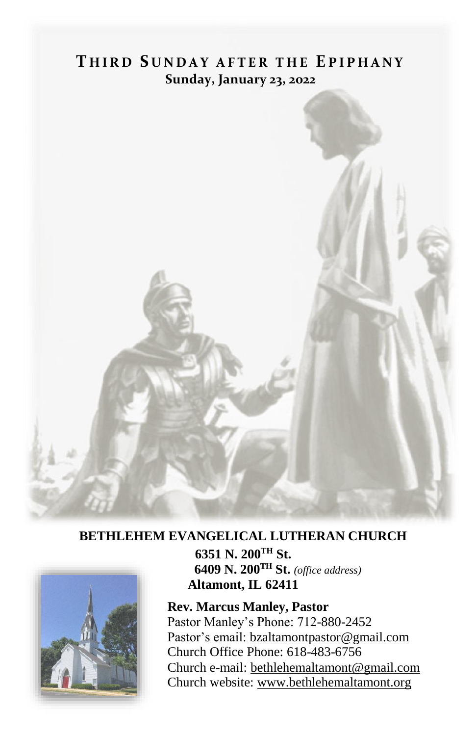# THIRD SUNDAY AFTER THE EPIPHANY

**Sunday, January 23, 2022**

**BETHLEHEM EVANGELICAL LUTHERAN CHURCH**

**6351 N. 200TH St.**
**6409 N. 200TH St.** *(office address)*
**Altamont, IL 62411**

**Rev. Marcus Manley, Pastor**
Pastor Manley's Phone: 712-880-2452
Pastor's email: bzaltamontpastor@gmail.com
Church Office Phone: 618-483-6756
Church e-mail: bethlehemaltamont@gmail.com
Church website: www.bethlehemaltamont.org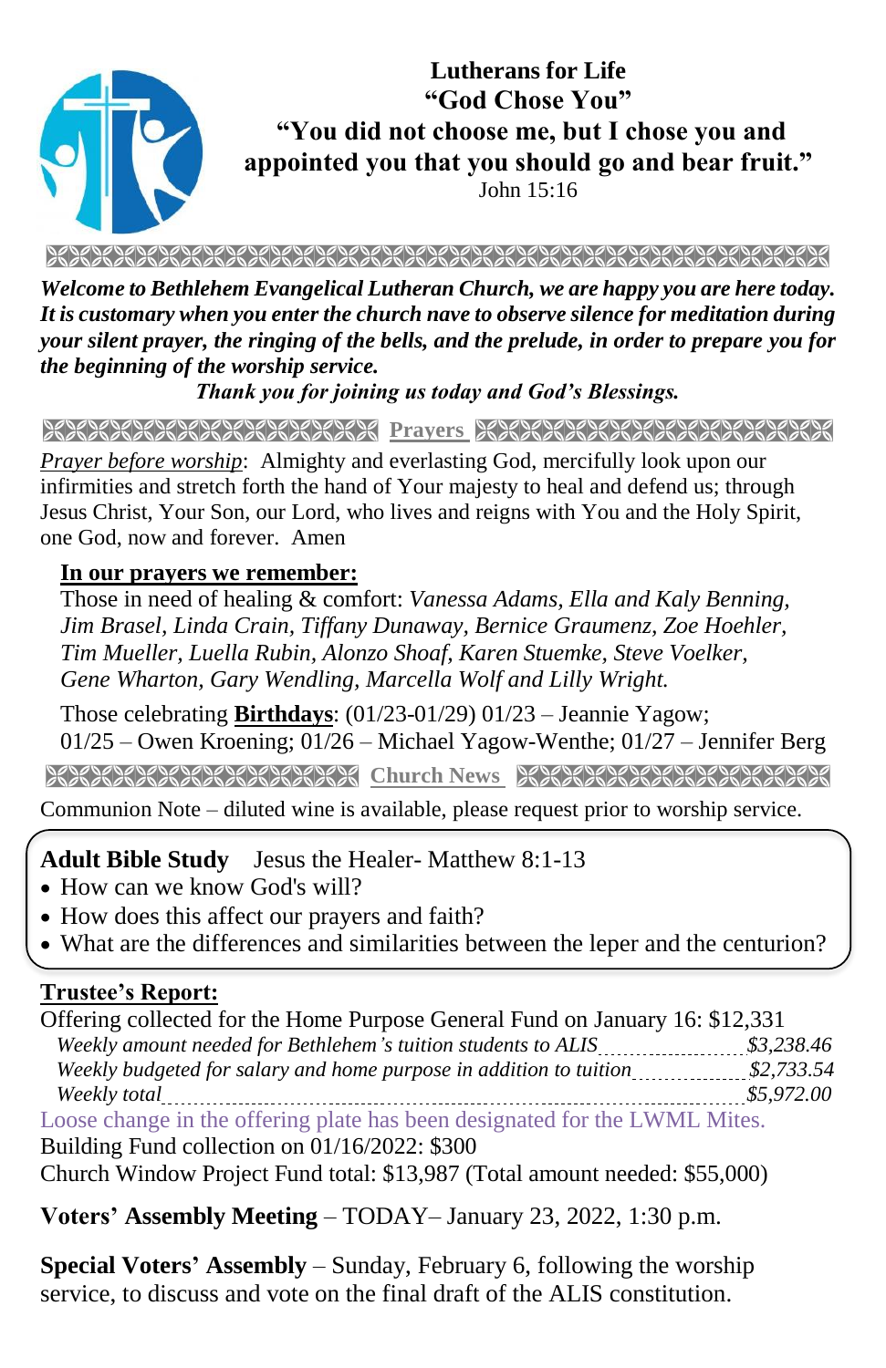**Lutherans for Life**
**"God Chose You"**
**"You did not choose me, but I chose you and appointed you that you should go and bear fruit."**
John 15:16

***Welcome to Bethlehem Evangelical Lutheran Church, we are happy you are here today. It is customary when you enter the church nave to observe silence for meditation during your silent prayer, the ringing of the bells, and the prelude, in order to prepare you for the beginning of the worship service.***
***Thank you for joining us today and God's Blessings.***

## Prayers

*Prayer before worship*: Almighty and everlasting God, mercifully look upon our infirmities and stretch forth the hand of Your majesty to heal and defend us; through Jesus Christ, Your Son, our Lord, who lives and reigns with You and the Holy Spirit, one God, now and forever. Amen

**In our prayers we remember:**

Those in need of healing & comfort: *Vanessa Adams, Ella and Kaly Benning, Jim Brasel, Linda Crain, Tiffany Dunaway, Bernice Graumenz, Zoe Hoehler, Tim Mueller, Luella Rubin, Alonzo Shoaf, Karen Stuemke, Steve Voelker, Gene Wharton, Gary Wendling, Marcella Wolf and Lilly Wright.*

Those celebrating **Birthdays**: (01/23-01/29) 01/23 – Jeannie Yagow; 01/25 – Owen Kroening; 01/26 – Michael Yagow-Wenthe; 01/27 – Jennifer Berg

## Church News

Communion Note – diluted wine is available, please request prior to worship service.

**Adult Bible Study** Jesus the Healer- Matthew 8:1-13

- How can we know God's will?
- How does this affect our prayers and faith?
- What are the differences and similarities between the leper and the centurion?

**Trustee's Report:**

Offering collected for the Home Purpose General Fund on January 16: $12,331

| | |
|---|---|
| *Weekly amount needed for Bethlehem's tuition students to ALIS* | *$3,238.46* |
| *Weekly budgeted for salary and home purpose in addition to tuition* | *$2,733.54* |
| *Weekly total* | *$5,972.00* |

Loose change in the offering plate has been designated for the LWML Mites.
Building Fund collection on 01/16/2022: $300
Church Window Project Fund total: $13,987 (Total amount needed: $55,000)

**Voters' Assembly Meeting** – TODAY– January 23, 2022, 1:30 p.m.

**Special Voters' Assembly** – Sunday, February 6, following the worship service, to discuss and vote on the final draft of the ALIS constitution.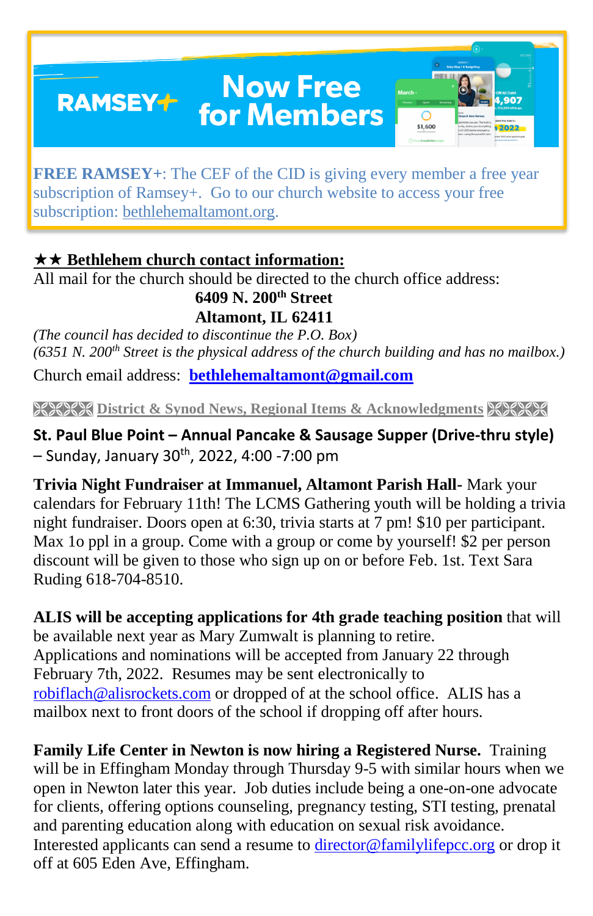RAMSEY+ **Now Free for Members**

**FREE RAMSEY+**: The CEF of the CID is giving every member a free year subscription of Ramsey+. Go to our church website to access your free subscription: bethlehemaltamont.org.

**★★ Bethlehem church contact information:**

All mail for the church should be directed to the church office address:

**6409 N. 200th Street**
**Altamont, IL 62411**

*(The council has decided to discontinue the P.O. Box)*
*(6351 N. 200th Street is the physical address of the church building and has no mailbox.)*

Church email address: **bethlehemaltamont@gmail.com**

## District & Synod News, Regional Items & Acknowledgments

**St. Paul Blue Point – Annual Pancake & Sausage Supper (Drive-thru style)** – Sunday, January 30th, 2022, 4:00 -7:00 pm

**Trivia Night Fundraiser at Immanuel, Altamont Parish Hall**- Mark your calendars for February 11th! The LCMS Gathering youth will be holding a trivia night fundraiser. Doors open at 6:30, trivia starts at 7 pm! $10 per participant. Max 1o ppl in a group. Come with a group or come by yourself! $2 per person discount will be given to those who sign up on or before Feb. 1st. Text Sara Ruding 618-704-8510.

**ALIS will be accepting applications for 4th grade teaching position** that will be available next year as Mary Zumwalt is planning to retire. Applications and nominations will be accepted from January 22 through February 7th, 2022. Resumes may be sent electronically to robiflach@alisrockets.com or dropped of at the school office. ALIS has a mailbox next to front doors of the school if dropping off after hours.

**Family Life Center in Newton is now hiring a Registered Nurse.** Training will be in Effingham Monday through Thursday 9-5 with similar hours when we open in Newton later this year. Job duties include being a one-on-one advocate for clients, offering options counseling, pregnancy testing, STI testing, prenatal and parenting education along with education on sexual risk avoidance. Interested applicants can send a resume to director@familylifepcc.org or drop it off at 605 Eden Ave, Effingham.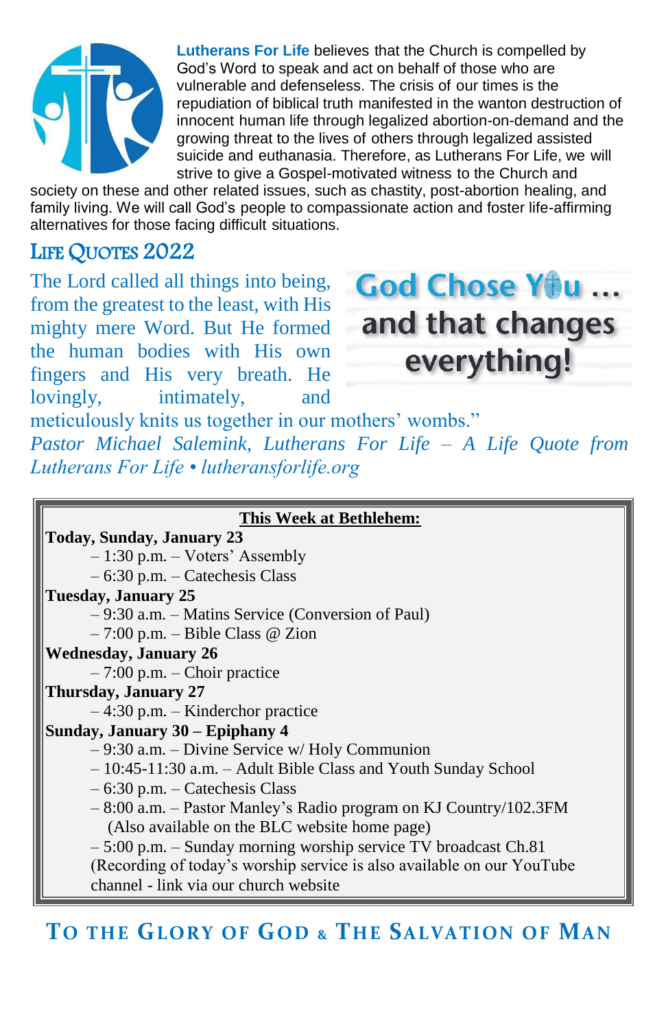**Lutherans For Life** believes that the Church is compelled by God's Word to speak and act on behalf of those who are vulnerable and defenseless. The crisis of our times is the repudiation of biblical truth manifested in the wanton destruction of innocent human life through legalized abortion-on-demand and the growing threat to the lives of others through legalized assisted suicide and euthanasia. Therefore, as Lutherans For Life, we will strive to give a Gospel-motivated witness to the Church and society on these and other related issues, such as chastity, post-abortion healing, and family living. We will call God's people to compassionate action and foster life-affirming alternatives for those facing difficult situations.

## Life Quotes 2022

The Lord called all things into being, from the greatest to the least, with His mighty mere Word. But He formed the human bodies with His own fingers and His very breath. He lovingly, intimately, and meticulously knits us together in our mothers' wombs."

*Pastor Michael Salemink, Lutherans For Life – A Life Quote from Lutherans For Life • lutheransforlife.org*

**God Chose You … and that changes everything!**

**This Week at Bethlehem:**

**Today, Sunday, January 23**
- 1:30 p.m. – Voters' Assembly
- 6:30 p.m. – Catechesis Class

**Tuesday, January 25**
- 9:30 a.m. – Matins Service (Conversion of Paul)
- 7:00 p.m. – Bible Class @ Zion

**Wednesday, January 26**
- 7:00 p.m. – Choir practice

**Thursday, January 27**
- 4:30 p.m. – Kinderchor practice

**Sunday, January 30 – Epiphany 4**
- 9:30 a.m. – Divine Service w/ Holy Communion
- 10:45-11:30 a.m. – Adult Bible Class and Youth Sunday School
- 6:30 p.m. – Catechesis Class
- 8:00 a.m. – Pastor Manley's Radio program on KJ Country/102.3FM (Also available on the BLC website home page)
- 5:00 p.m. – Sunday morning worship service TV broadcast Ch.81 (Recording of today's worship service is also available on our YouTube channel - link via our church website

**To the Glory of God & the Salvation of Man**